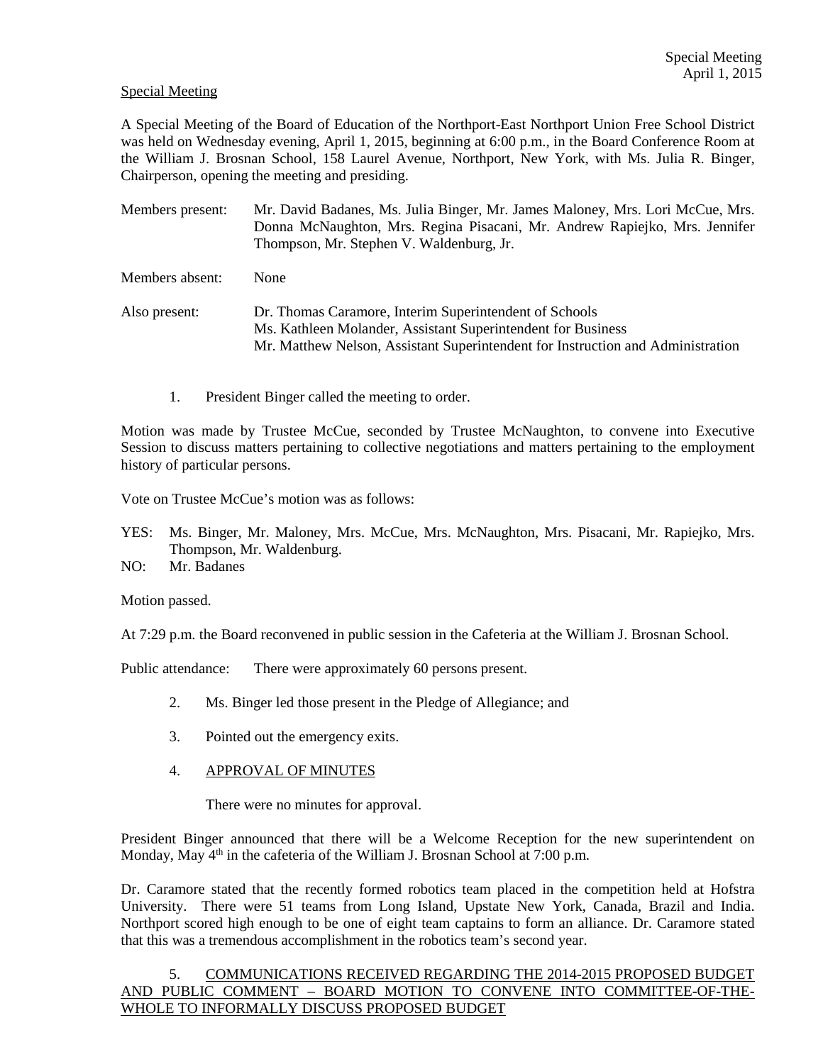Special Meeting

A Special Meeting of the Board of Education of the Northport-East Northport Union Free School District was held on Wednesday evening, April 1, 2015, beginning at 6:00 p.m., in the Board Conference Room at the William J. Brosnan School, 158 Laurel Avenue, Northport, New York, with Ms. Julia R. Binger, Chairperson, opening the meeting and presiding.

Members present: Mr. David Badanes, Ms. Julia Binger, Mr. James Maloney, Mrs. Lori McCue, Mrs. Donna McNaughton, Mrs. Regina Pisacani, Mr. Andrew Rapiejko, Mrs. Jennifer Thompson, Mr. Stephen V. Waldenburg, Jr.

Members absent: None

Also present: Dr. Thomas Caramore, Interim Superintendent of Schools
Ms. Kathleen Molander, Assistant Superintendent for Business
Mr. Matthew Nelson, Assistant Superintendent for Instruction and Administration

1. President Binger called the meeting to order.

Motion was made by Trustee McCue, seconded by Trustee McNaughton, to convene into Executive Session to discuss matters pertaining to collective negotiations and matters pertaining to the employment history of particular persons.

Vote on Trustee McCue's motion was as follows:

YES: Ms. Binger, Mr. Maloney, Mrs. McCue, Mrs. McNaughton, Mrs. Pisacani, Mr. Rapiejko, Mrs. Thompson, Mr. Waldenburg.
NO: Mr. Badanes

Motion passed.

At 7:29 p.m. the Board reconvened in public session in the Cafeteria at the William J. Brosnan School.

Public attendance: There were approximately 60 persons present.

2. Ms. Binger led those present in the Pledge of Allegiance; and

3. Pointed out the emergency exits.

4. APPROVAL OF MINUTES

   There were no minutes for approval.

President Binger announced that there will be a Welcome Reception for the new superintendent on Monday, May 4th in the cafeteria of the William J. Brosnan School at 7:00 p.m.

Dr. Caramore stated that the recently formed robotics team placed in the competition held at Hofstra University. There were 51 teams from Long Island, Upstate New York, Canada, Brazil and India. Northport scored high enough to be one of eight team captains to form an alliance. Dr. Caramore stated that this was a tremendous accomplishment in the robotics team's second year.

5. COMMUNICATIONS RECEIVED REGARDING THE 2014-2015 PROPOSED BUDGET AND PUBLIC COMMENT – BOARD MOTION TO CONVENE INTO COMMITTEE-OF-THE-WHOLE TO INFORMALLY DISCUSS PROPOSED BUDGET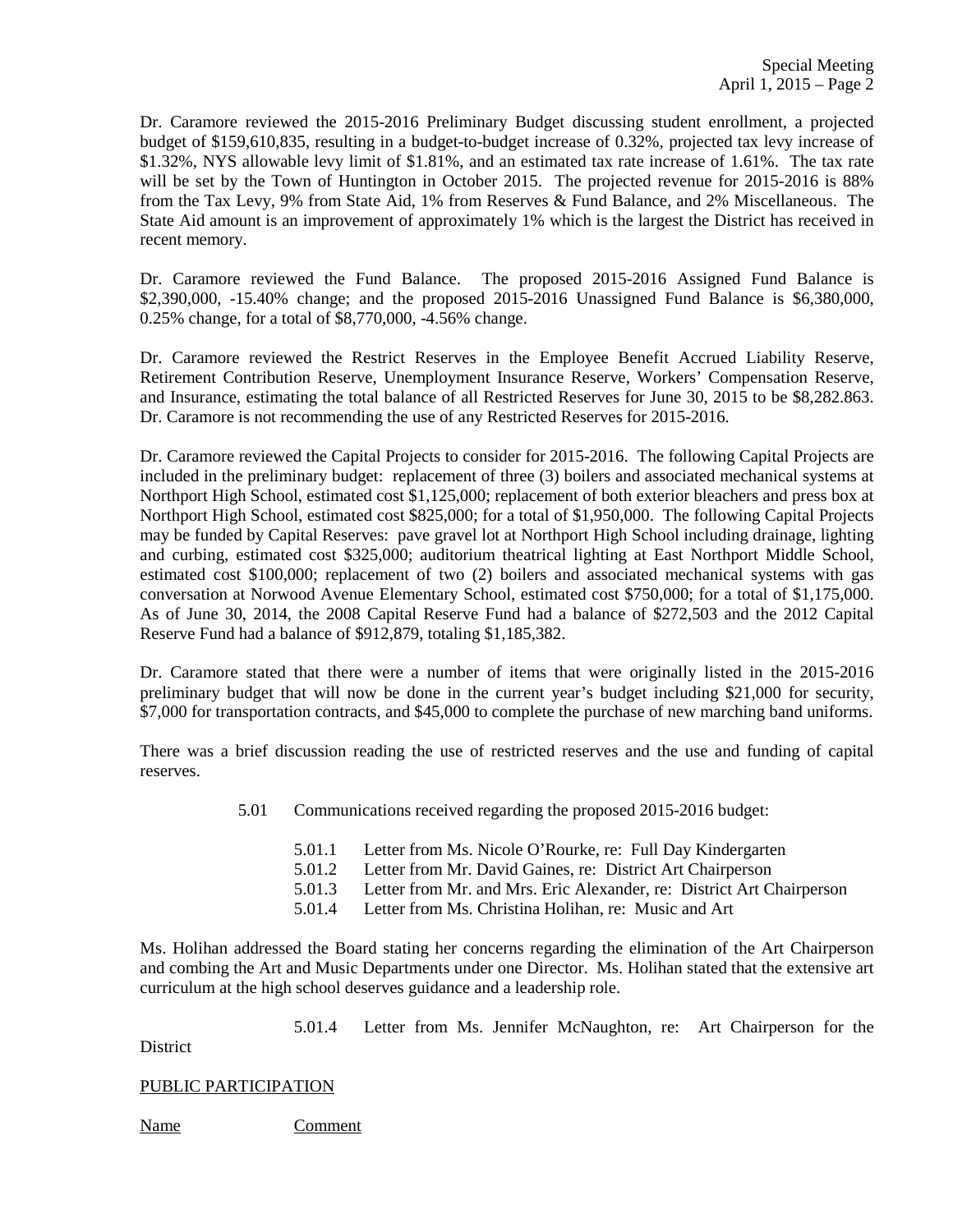Dr. Caramore reviewed the 2015-2016 Preliminary Budget discussing student enrollment, a projected budget of $159,610,835, resulting in a budget-to-budget increase of 0.32%, projected tax levy increase of $1.32%, NYS allowable levy limit of $1.81%, and an estimated tax rate increase of 1.61%. The tax rate will be set by the Town of Huntington in October 2015. The projected revenue for 2015-2016 is 88% from the Tax Levy, 9% from State Aid, 1% from Reserves & Fund Balance, and 2% Miscellaneous. The State Aid amount is an improvement of approximately 1% which is the largest the District has received in recent memory.

Dr. Caramore reviewed the Fund Balance. The proposed 2015-2016 Assigned Fund Balance is $2,390,000, -15.40% change; and the proposed 2015-2016 Unassigned Fund Balance is $6,380,000, 0.25% change, for a total of $8,770,000, -4.56% change.

Dr. Caramore reviewed the Restrict Reserves in the Employee Benefit Accrued Liability Reserve, Retirement Contribution Reserve, Unemployment Insurance Reserve, Workers' Compensation Reserve, and Insurance, estimating the total balance of all Restricted Reserves for June 30, 2015 to be $8,282.863. Dr. Caramore is not recommending the use of any Restricted Reserves for 2015-2016.

Dr. Caramore reviewed the Capital Projects to consider for 2015-2016. The following Capital Projects are included in the preliminary budget: replacement of three (3) boilers and associated mechanical systems at Northport High School, estimated cost $1,125,000; replacement of both exterior bleachers and press box at Northport High School, estimated cost $825,000; for a total of $1,950,000. The following Capital Projects may be funded by Capital Reserves: pave gravel lot at Northport High School including drainage, lighting and curbing, estimated cost $325,000; auditorium theatrical lighting at East Northport Middle School, estimated cost $100,000; replacement of two (2) boilers and associated mechanical systems with gas conversation at Norwood Avenue Elementary School, estimated cost $750,000; for a total of $1,175,000. As of June 30, 2014, the 2008 Capital Reserve Fund had a balance of $272,503 and the 2012 Capital Reserve Fund had a balance of $912,879, totaling $1,185,382.

Dr. Caramore stated that there were a number of items that were originally listed in the 2015-2016 preliminary budget that will now be done in the current year's budget including $21,000 for security, $7,000 for transportation contracts, and $45,000 to complete the purchase of new marching band uniforms.

There was a brief discussion reading the use of restricted reserves and the use and funding of capital reserves.

5.01 Communications received regarding the proposed 2015-2016 budget:

5.01.1 Letter from Ms. Nicole O'Rourke, re: Full Day Kindergarten
5.01.2 Letter from Mr. David Gaines, re: District Art Chairperson
5.01.3 Letter from Mr. and Mrs. Eric Alexander, re: District Art Chairperson
5.01.4 Letter from Ms. Christina Holihan, re: Music and Art

Ms. Holihan addressed the Board stating her concerns regarding the elimination of the Art Chairperson and combing the Art and Music Departments under one Director. Ms. Holihan stated that the extensive art curriculum at the high school deserves guidance and a leadership role.

5.01.4 Letter from Ms. Jennifer McNaughton, re: Art Chairperson for the District

PUBLIC PARTICIPATION

Name Comment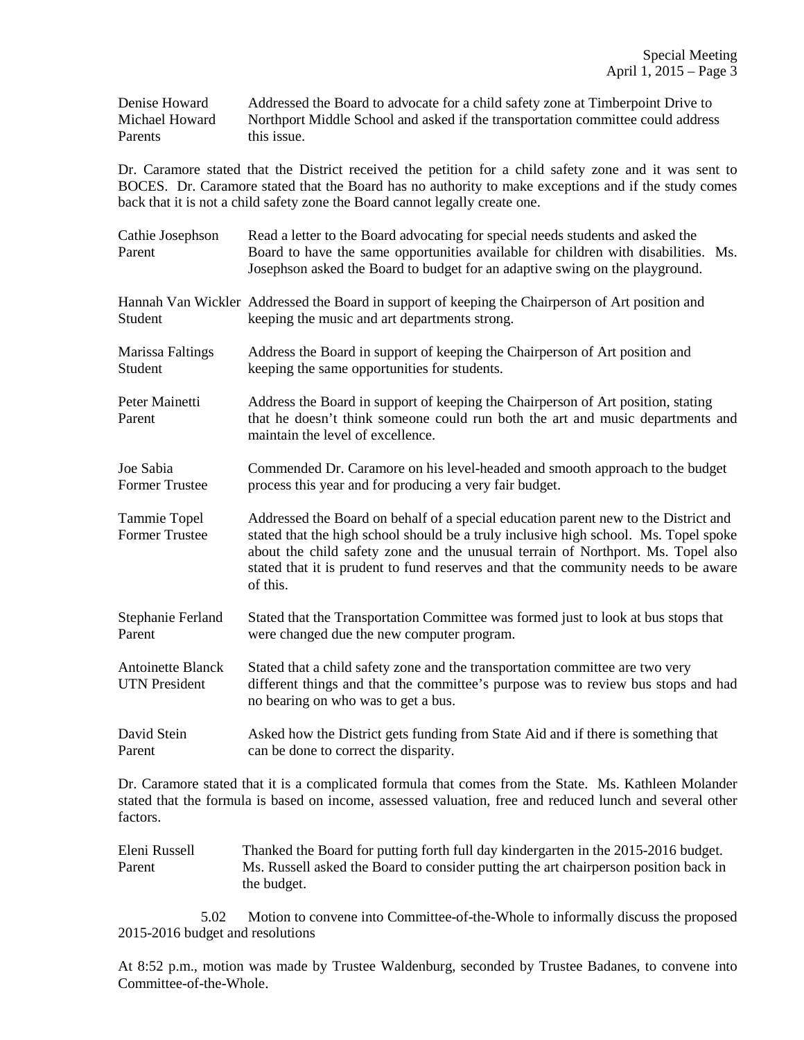Denise Howard
Michael Howard
Parents

Addressed the Board to advocate for a child safety zone at Timberpoint Drive to Northport Middle School and asked if the transportation committee could address this issue.

Dr. Caramore stated that the District received the petition for a child safety zone and it was sent to BOCES. Dr. Caramore stated that the Board has no authority to make exceptions and if the study comes back that it is not a child safety zone the Board cannot legally create one.

Cathie Josephson
Parent

Read a letter to the Board advocating for special needs students and asked the Board to have the same opportunities available for children with disabilities. Ms. Josephson asked the Board to budget for an adaptive swing on the playground.

Hannah Van Wickler
Student

Addressed the Board in support of keeping the Chairperson of Art position and keeping the music and art departments strong.

Marissa Faltings
Student

Address the Board in support of keeping the Chairperson of Art position and keeping the same opportunities for students.

Peter Mainetti
Parent

Address the Board in support of keeping the Chairperson of Art position, stating that he doesn't think someone could run both the art and music departments and maintain the level of excellence.

Joe Sabia
Former Trustee

Commended Dr. Caramore on his level-headed and smooth approach to the budget process this year and for producing a very fair budget.

Tammie Topel
Former Trustee

Addressed the Board on behalf of a special education parent new to the District and stated that the high school should be a truly inclusive high school. Ms. Topel spoke about the child safety zone and the unusual terrain of Northport. Ms. Topel also stated that it is prudent to fund reserves and that the community needs to be aware of this.

Stephanie Ferland
Parent

Stated that the Transportation Committee was formed just to look at bus stops that were changed due the new computer program.

Antoinette Blanck
UTN President

Stated that a child safety zone and the transportation committee are two very different things and that the committee's purpose was to review bus stops and had no bearing on who was to get a bus.

David Stein
Parent

Asked how the District gets funding from State Aid and if there is something that can be done to correct the disparity.

Dr. Caramore stated that it is a complicated formula that comes from the State. Ms. Kathleen Molander stated that the formula is based on income, assessed valuation, free and reduced lunch and several other factors.

Eleni Russell
Parent

Thanked the Board for putting forth full day kindergarten in the 2015-2016 budget. Ms. Russell asked the Board to consider putting the art chairperson position back in the budget.

5.02 Motion to convene into Committee-of-the-Whole to informally discuss the proposed 2015-2016 budget and resolutions

At 8:52 p.m., motion was made by Trustee Waldenburg, seconded by Trustee Badanes, to convene into Committee-of-the-Whole.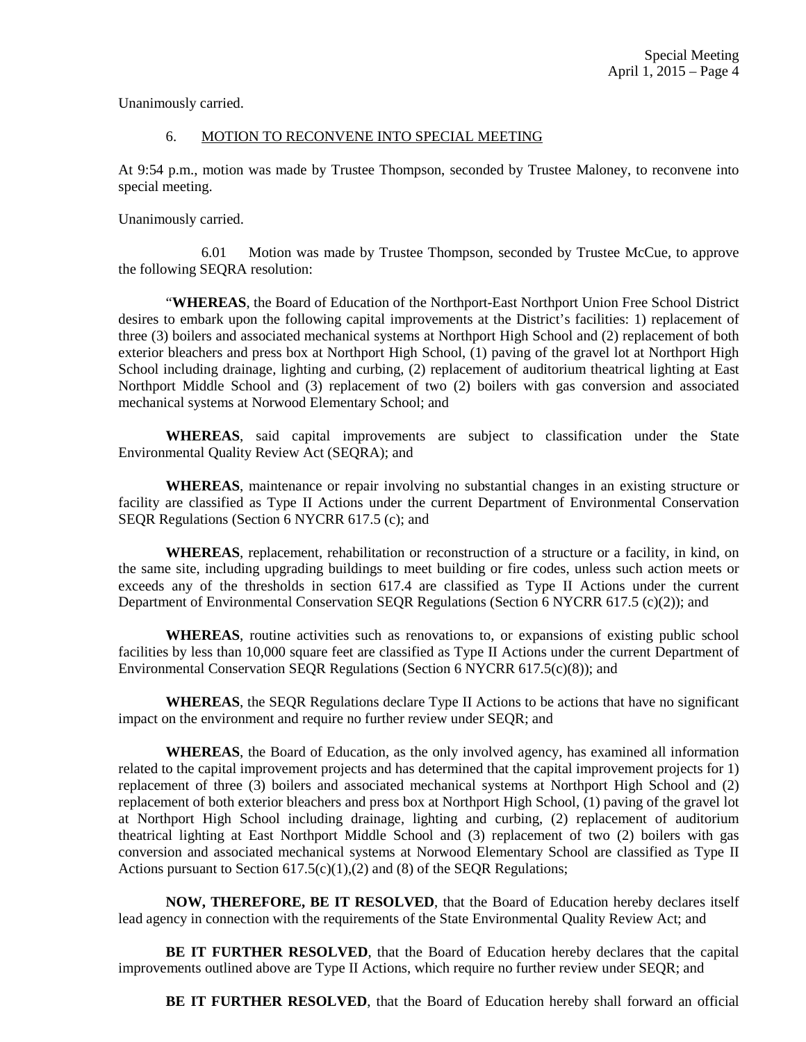Unanimously carried.

6. MOTION TO RECONVENE INTO SPECIAL MEETING

At 9:54 p.m., motion was made by Trustee Thompson, seconded by Trustee Maloney, to reconvene into special meeting.

Unanimously carried.

6.01 Motion was made by Trustee Thompson, seconded by Trustee McCue, to approve the following SEQRA resolution:

"**WHEREAS**, the Board of Education of the Northport-East Northport Union Free School District desires to embark upon the following capital improvements at the District's facilities: 1) replacement of three (3) boilers and associated mechanical systems at Northport High School and (2) replacement of both exterior bleachers and press box at Northport High School, (1) paving of the gravel lot at Northport High School including drainage, lighting and curbing, (2) replacement of auditorium theatrical lighting at East Northport Middle School and (3) replacement of two (2) boilers with gas conversion and associated mechanical systems at Norwood Elementary School; and

**WHEREAS**, said capital improvements are subject to classification under the State Environmental Quality Review Act (SEQRA); and

**WHEREAS**, maintenance or repair involving no substantial changes in an existing structure or facility are classified as Type II Actions under the current Department of Environmental Conservation SEQR Regulations (Section 6 NYCRR 617.5 (c); and

**WHEREAS**, replacement, rehabilitation or reconstruction of a structure or a facility, in kind, on the same site, including upgrading buildings to meet building or fire codes, unless such action meets or exceeds any of the thresholds in section 617.4 are classified as Type II Actions under the current Department of Environmental Conservation SEQR Regulations (Section 6 NYCRR 617.5 (c)(2)); and

**WHEREAS**, routine activities such as renovations to, or expansions of existing public school facilities by less than 10,000 square feet are classified as Type II Actions under the current Department of Environmental Conservation SEQR Regulations (Section 6 NYCRR 617.5(c)(8)); and

**WHEREAS**, the SEQR Regulations declare Type II Actions to be actions that have no significant impact on the environment and require no further review under SEQR; and

**WHEREAS**, the Board of Education, as the only involved agency, has examined all information related to the capital improvement projects and has determined that the capital improvement projects for 1) replacement of three (3) boilers and associated mechanical systems at Northport High School and (2) replacement of both exterior bleachers and press box at Northport High School, (1) paving of the gravel lot at Northport High School including drainage, lighting and curbing, (2) replacement of auditorium theatrical lighting at East Northport Middle School and (3) replacement of two (2) boilers with gas conversion and associated mechanical systems at Norwood Elementary School are classified as Type II Actions pursuant to Section 617.5(c)(1),(2) and (8) of the SEQR Regulations;

**NOW, THEREFORE, BE IT RESOLVED**, that the Board of Education hereby declares itself lead agency in connection with the requirements of the State Environmental Quality Review Act; and

**BE IT FURTHER RESOLVED**, that the Board of Education hereby declares that the capital improvements outlined above are Type II Actions, which require no further review under SEQR; and

**BE IT FURTHER RESOLVED**, that the Board of Education hereby shall forward an official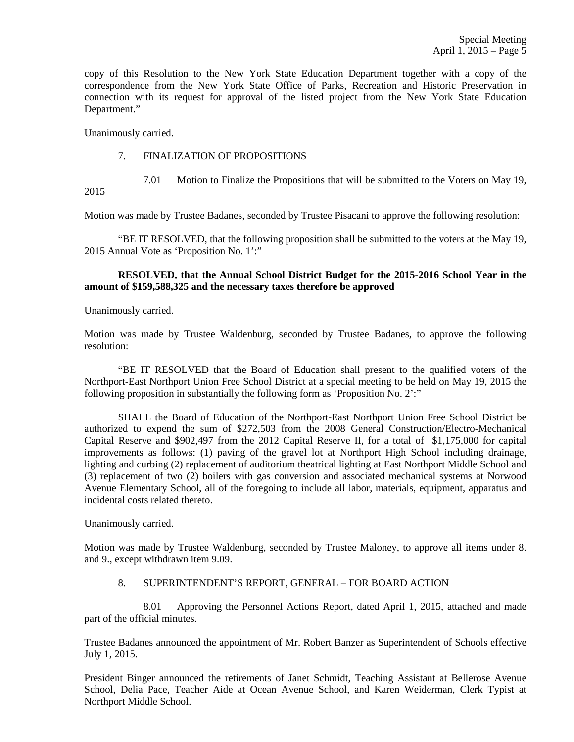copy of this Resolution to the New York State Education Department together with a copy of the correspondence from the New York State Office of Parks, Recreation and Historic Preservation in connection with its request for approval of the listed project from the New York State Education Department."

Unanimously carried.

7. FINALIZATION OF PROPOSITIONS

7.01 Motion to Finalize the Propositions that will be submitted to the Voters on May 19, 2015

Motion was made by Trustee Badanes, seconded by Trustee Pisacani to approve the following resolution:

"BE IT RESOLVED, that the following proposition shall be submitted to the voters at the May 19, 2015 Annual Vote as 'Proposition No. 1':"

**RESOLVED, that the Annual School District Budget for the 2015-2016 School Year in the amount of $159,588,325 and the necessary taxes therefore be approved**

Unanimously carried.

Motion was made by Trustee Waldenburg, seconded by Trustee Badanes, to approve the following resolution:

"BE IT RESOLVED that the Board of Education shall present to the qualified voters of the Northport-East Northport Union Free School District at a special meeting to be held on May 19, 2015 the following proposition in substantially the following form as 'Proposition No. 2':"

SHALL the Board of Education of the Northport-East Northport Union Free School District be authorized to expend the sum of $272,503 from the 2008 General Construction/Electro-Mechanical Capital Reserve and $902,497 from the 2012 Capital Reserve II, for a total of $1,175,000 for capital improvements as follows: (1) paving of the gravel lot at Northport High School including drainage, lighting and curbing (2) replacement of auditorium theatrical lighting at East Northport Middle School and (3) replacement of two (2) boilers with gas conversion and associated mechanical systems at Norwood Avenue Elementary School, all of the foregoing to include all labor, materials, equipment, apparatus and incidental costs related thereto.

Unanimously carried.

Motion was made by Trustee Waldenburg, seconded by Trustee Maloney, to approve all items under 8. and 9., except withdrawn item 9.09.

8. SUPERINTENDENT'S REPORT, GENERAL – FOR BOARD ACTION

8.01 Approving the Personnel Actions Report, dated April 1, 2015, attached and made part of the official minutes.

Trustee Badanes announced the appointment of Mr. Robert Banzer as Superintendent of Schools effective July 1, 2015.

President Binger announced the retirements of Janet Schmidt, Teaching Assistant at Bellerose Avenue School, Delia Pace, Teacher Aide at Ocean Avenue School, and Karen Weiderman, Clerk Typist at Northport Middle School.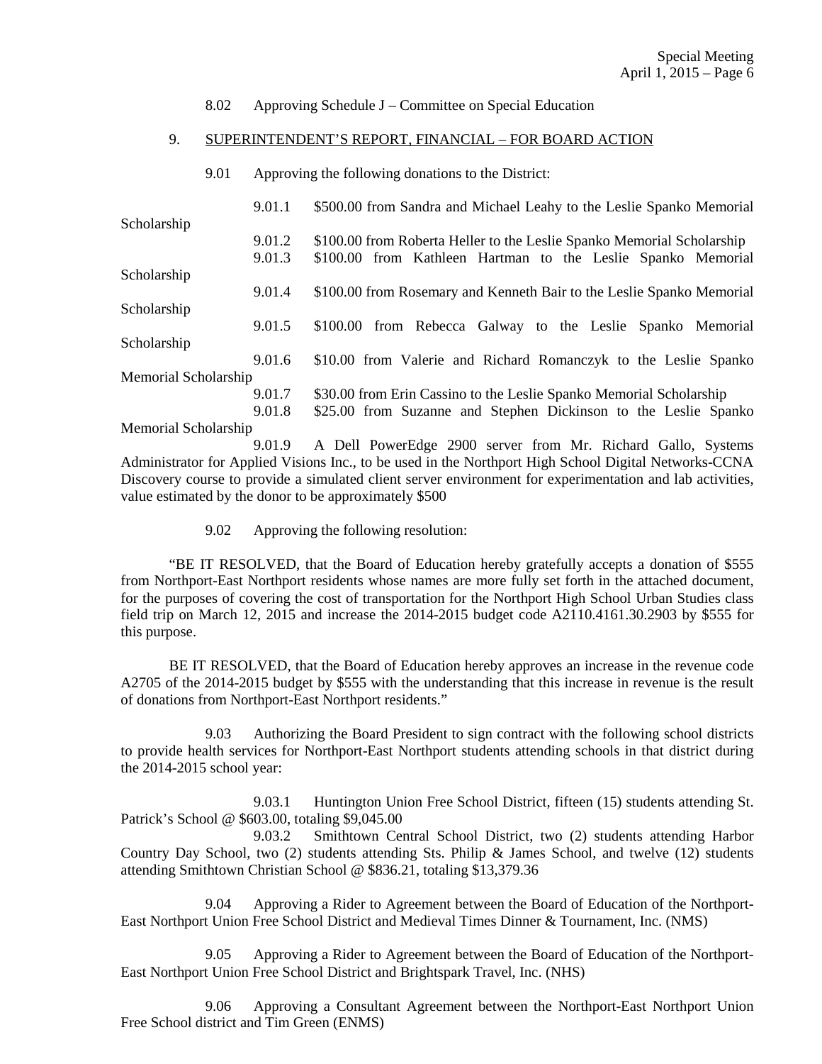8.02 Approving Schedule J – Committee on Special Education

9. SUPERINTENDENT'S REPORT, FINANCIAL – FOR BOARD ACTION

9.01 Approving the following donations to the District:

9.01.1 $500.00 from Sandra and Michael Leahy to the Leslie Spanko Memorial Scholarship

9.01.2 $100.00 from Roberta Heller to the Leslie Spanko Memorial Scholarship

9.01.3 $100.00 from Kathleen Hartman to the Leslie Spanko Memorial Scholarship

9.01.4 $100.00 from Rosemary and Kenneth Bair to the Leslie Spanko Memorial Scholarship

9.01.5 $100.00 from Rebecca Galway to the Leslie Spanko Memorial Scholarship

9.01.6 $10.00 from Valerie and Richard Romanczyk to the Leslie Spanko Memorial Scholarship

9.01.7 $30.00 from Erin Cassino to the Leslie Spanko Memorial Scholarship

9.01.8 $25.00 from Suzanne and Stephen Dickinson to the Leslie Spanko Memorial Scholarship

9.01.9 A Dell PowerEdge 2900 server from Mr. Richard Gallo, Systems Administrator for Applied Visions Inc., to be used in the Northport High School Digital Networks-CCNA Discovery course to provide a simulated client server environment for experimentation and lab activities, value estimated by the donor to be approximately $500

9.02 Approving the following resolution:

"BE IT RESOLVED, that the Board of Education hereby gratefully accepts a donation of $555 from Northport-East Northport residents whose names are more fully set forth in the attached document, for the purposes of covering the cost of transportation for the Northport High School Urban Studies class field trip on March 12, 2015 and increase the 2014-2015 budget code A2110.4161.30.2903 by $555 for this purpose.

BE IT RESOLVED, that the Board of Education hereby approves an increase in the revenue code A2705 of the 2014-2015 budget by $555 with the understanding that this increase in revenue is the result of donations from Northport-East Northport residents."

9.03 Authorizing the Board President to sign contract with the following school districts to provide health services for Northport-East Northport students attending schools in that district during the 2014-2015 school year:

9.03.1 Huntington Union Free School District, fifteen (15) students attending St. Patrick's School @ $603.00, totaling $9,045.00

9.03.2 Smithtown Central School District, two (2) students attending Harbor Country Day School, two (2) students attending Sts. Philip & James School, and twelve (12) students attending Smithtown Christian School @ $836.21, totaling $13,379.36

9.04 Approving a Rider to Agreement between the Board of Education of the Northport-East Northport Union Free School District and Medieval Times Dinner & Tournament, Inc. (NMS)

9.05 Approving a Rider to Agreement between the Board of Education of the Northport-East Northport Union Free School District and Brightspark Travel, Inc. (NHS)

9.06 Approving a Consultant Agreement between the Northport-East Northport Union Free School district and Tim Green (ENMS)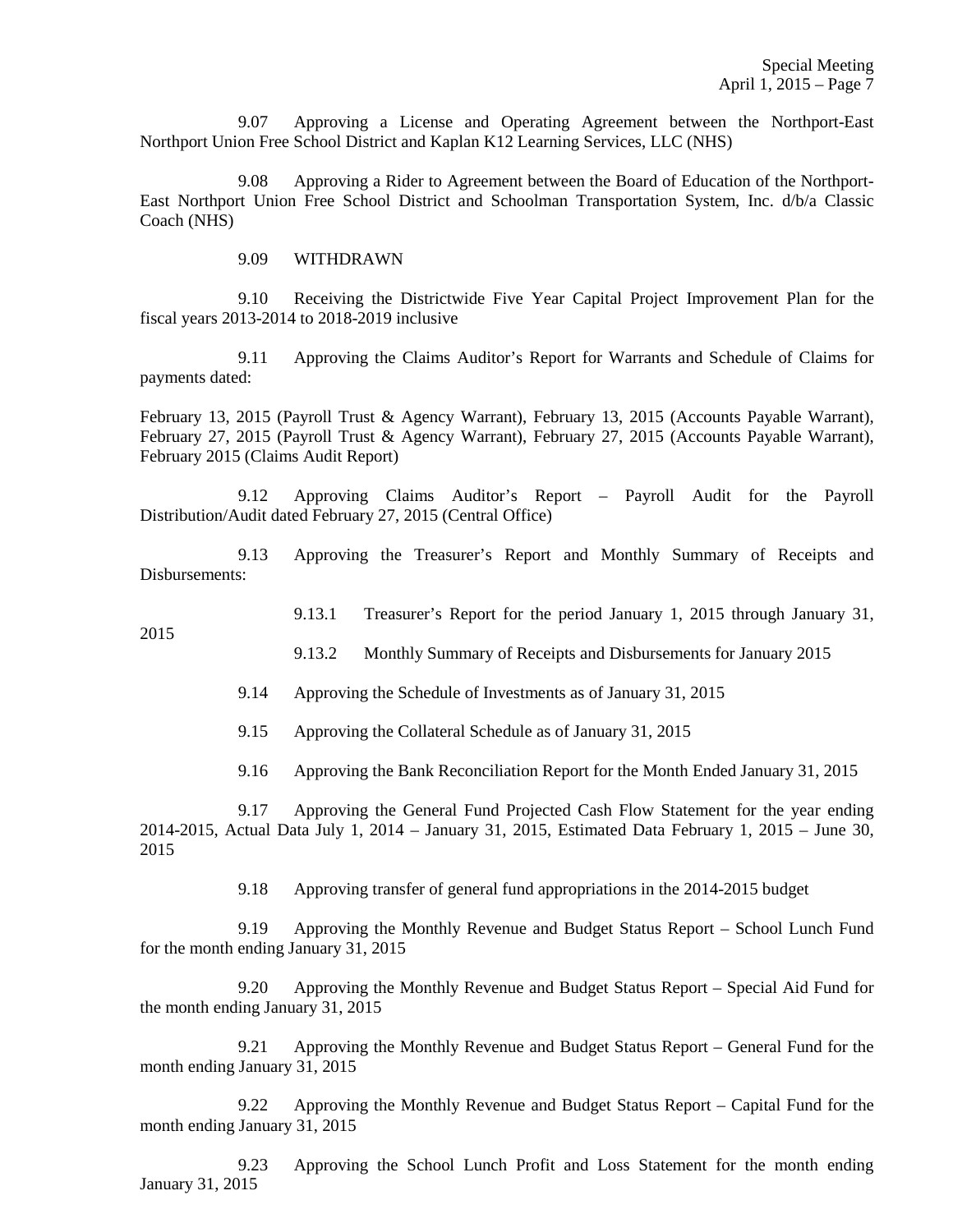9.07 Approving a License and Operating Agreement between the Northport-East Northport Union Free School District and Kaplan K12 Learning Services, LLC (NHS)

9.08 Approving a Rider to Agreement between the Board of Education of the Northport-East Northport Union Free School District and Schoolman Transportation System, Inc. d/b/a Classic Coach (NHS)

9.09 WITHDRAWN

9.10 Receiving the Districtwide Five Year Capital Project Improvement Plan for the fiscal years 2013-2014 to 2018-2019 inclusive

9.11 Approving the Claims Auditor's Report for Warrants and Schedule of Claims for payments dated:

February 13, 2015 (Payroll Trust & Agency Warrant), February 13, 2015 (Accounts Payable Warrant), February 27, 2015 (Payroll Trust & Agency Warrant), February 27, 2015 (Accounts Payable Warrant), February 2015 (Claims Audit Report)

9.12 Approving Claims Auditor's Report – Payroll Audit for the Payroll Distribution/Audit dated February 27, 2015 (Central Office)

9.13 Approving the Treasurer's Report and Monthly Summary of Receipts and Disbursements:

9.13.1 Treasurer's Report for the period January 1, 2015 through January 31, 2015

9.13.2 Monthly Summary of Receipts and Disbursements for January 2015

9.14 Approving the Schedule of Investments as of January 31, 2015

9.15 Approving the Collateral Schedule as of January 31, 2015

9.16 Approving the Bank Reconciliation Report for the Month Ended January 31, 2015

9.17 Approving the General Fund Projected Cash Flow Statement for the year ending 2014-2015, Actual Data July 1, 2014 – January 31, 2015, Estimated Data February 1, 2015 – June 30, 2015

9.18 Approving transfer of general fund appropriations in the 2014-2015 budget

9.19 Approving the Monthly Revenue and Budget Status Report – School Lunch Fund for the month ending January 31, 2015

9.20 Approving the Monthly Revenue and Budget Status Report – Special Aid Fund for the month ending January 31, 2015

9.21 Approving the Monthly Revenue and Budget Status Report – General Fund for the month ending January 31, 2015

9.22 Approving the Monthly Revenue and Budget Status Report – Capital Fund for the month ending January 31, 2015

9.23 Approving the School Lunch Profit and Loss Statement for the month ending January 31, 2015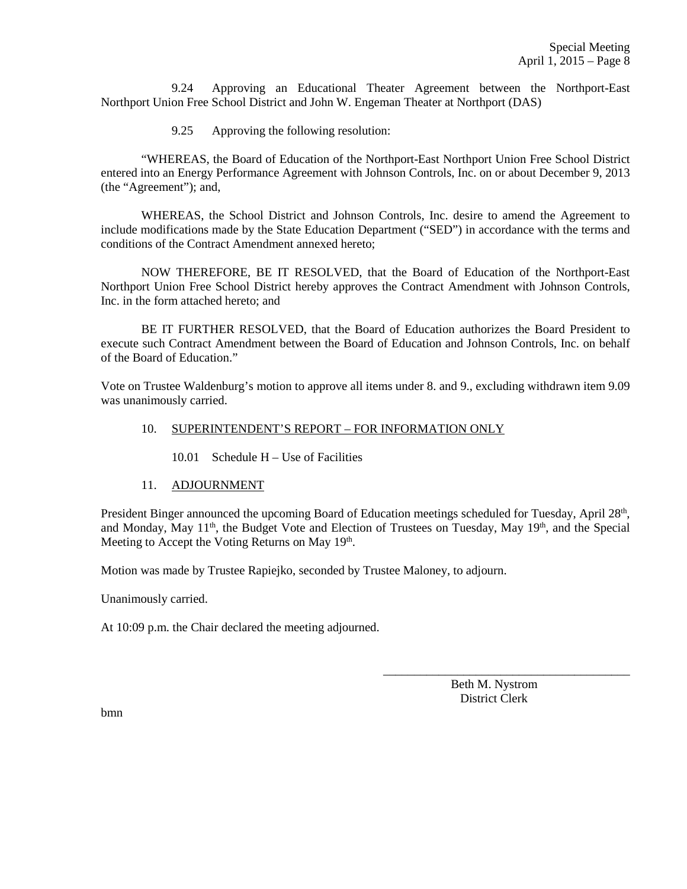9.24 Approving an Educational Theater Agreement between the Northport-East Northport Union Free School District and John W. Engeman Theater at Northport (DAS)

9.25 Approving the following resolution:

"WHEREAS, the Board of Education of the Northport-East Northport Union Free School District entered into an Energy Performance Agreement with Johnson Controls, Inc. on or about December 9, 2013 (the "Agreement"); and,

WHEREAS, the School District and Johnson Controls, Inc. desire to amend the Agreement to include modifications made by the State Education Department ("SED") in accordance with the terms and conditions of the Contract Amendment annexed hereto;

NOW THEREFORE, BE IT RESOLVED, that the Board of Education of the Northport-East Northport Union Free School District hereby approves the Contract Amendment with Johnson Controls, Inc. in the form attached hereto; and

BE IT FURTHER RESOLVED, that the Board of Education authorizes the Board President to execute such Contract Amendment between the Board of Education and Johnson Controls, Inc. on behalf of the Board of Education."

Vote on Trustee Waldenburg's motion to approve all items under 8. and 9., excluding withdrawn item 9.09 was unanimously carried.

10. SUPERINTENDENT'S REPORT – FOR INFORMATION ONLY

10.01 Schedule H – Use of Facilities

11. ADJOURNMENT

President Binger announced the upcoming Board of Education meetings scheduled for Tuesday, April 28th, and Monday, May 11th, the Budget Vote and Election of Trustees on Tuesday, May 19th, and the Special Meeting to Accept the Voting Returns on May 19th.

Motion was made by Trustee Rapiejko, seconded by Trustee Maloney, to adjourn.

Unanimously carried.

At 10:09 p.m. the Chair declared the meeting adjourned.

\_\_\_\_\_\_\_\_\_\_\_\_\_\_\_\_\_\_\_\_\_\_\_\_\_\_\_\_\_\_\_\_\_\_\_\_\_\_\_\_

Beth M. Nystrom
District Clerk

bmn